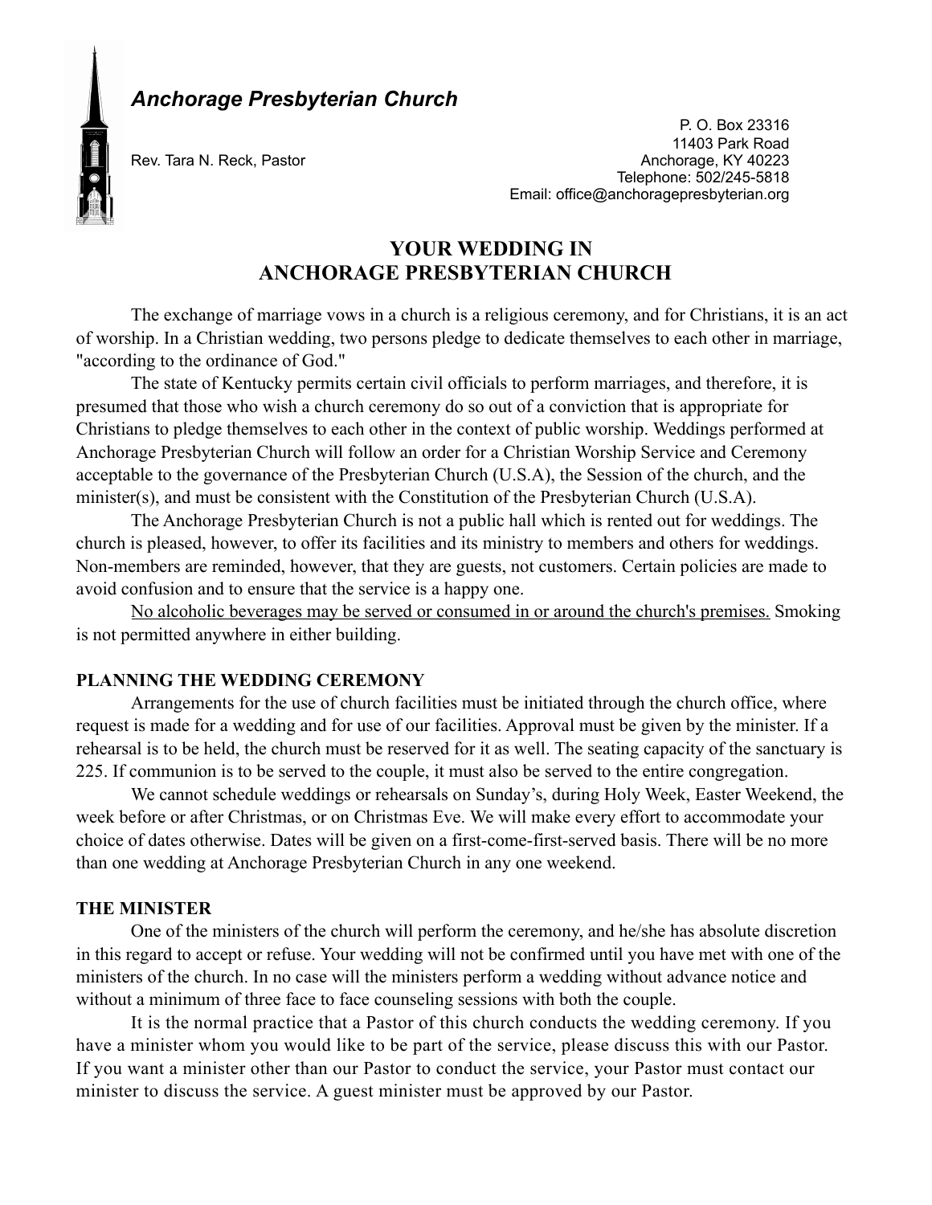*Anchorage Presbyterian Church*

Rev. Tara N. Reck, Pastor

P. O. Box 23316
11403 Park Road
Anchorage, KY 40223
Telephone: 502/245-5818
Email: office@anchoragepresbyterian.org

# YOUR WEDDING IN ANCHORAGE PRESBYTERIAN CHURCH

The exchange of marriage vows in a church is a religious ceremony, and for Christians, it is an act of worship. In a Christian wedding, two persons pledge to dedicate themselves to each other in marriage, "according to the ordinance of God."

The state of Kentucky permits certain civil officials to perform marriages, and therefore, it is presumed that those who wish a church ceremony do so out of a conviction that is appropriate for Christians to pledge themselves to each other in the context of public worship. Weddings performed at Anchorage Presbyterian Church will follow an order for a Christian Worship Service and Ceremony acceptable to the governance of the Presbyterian Church (U.S.A), the Session of the church, and the minister(s), and must be consistent with the Constitution of the Presbyterian Church (U.S.A).

The Anchorage Presbyterian Church is not a public hall which is rented out for weddings. The church is pleased, however, to offer its facilities and its ministry to members and others for weddings. Non-members are reminded, however, that they are guests, not customers. Certain policies are made to avoid confusion and to ensure that the service is a happy one.

<u>No alcoholic beverages may be served or consumed in or around the church's premises.</u> Smoking is not permitted anywhere in either building.

## PLANNING THE WEDDING CEREMONY

Arrangements for the use of church facilities must be initiated through the church office, where request is made for a wedding and for use of our facilities. Approval must be given by the minister. If a rehearsal is to be held, the church must be reserved for it as well. The seating capacity of the sanctuary is 225. If communion is to be served to the couple, it must also be served to the entire congregation.

We cannot schedule weddings or rehearsals on Sunday's, during Holy Week, Easter Weekend, the week before or after Christmas, or on Christmas Eve. We will make every effort to accommodate your choice of dates otherwise. Dates will be given on a first-come-first-served basis. There will be no more than one wedding at Anchorage Presbyterian Church in any one weekend.

## THE MINISTER

One of the ministers of the church will perform the ceremony, and he/she has absolute discretion in this regard to accept or refuse. Your wedding will not be confirmed until you have met with one of the ministers of the church. In no case will the ministers perform a wedding without advance notice and without a minimum of three face to face counseling sessions with both the couple.

It is the normal practice that a Pastor of this church conducts the wedding ceremony. If you have a minister whom you would like to be part of the service, please discuss this with our Pastor. If you want a minister other than our Pastor to conduct the service, your Pastor must contact our minister to discuss the service. A guest minister must be approved by our Pastor.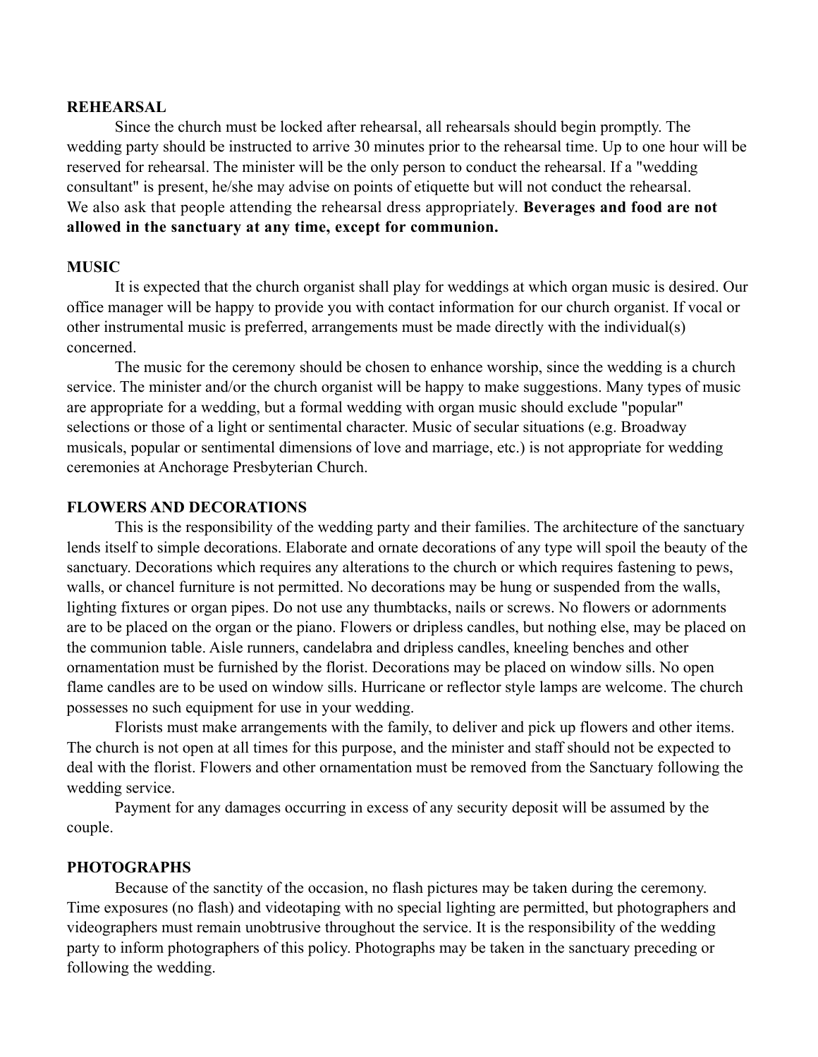## REHEARSAL

Since the church must be locked after rehearsal, all rehearsals should begin promptly. The wedding party should be instructed to arrive 30 minutes prior to the rehearsal time. Up to one hour will be reserved for rehearsal. The minister will be the only person to conduct the rehearsal. If a "wedding consultant" is present, he/she may advise on points of etiquette but will not conduct the rehearsal. We also ask that people attending the rehearsal dress appropriately. **Beverages and food are not allowed in the sanctuary at any time, except for communion.**

## MUSIC

It is expected that the church organist shall play for weddings at which organ music is desired. Our office manager will be happy to provide you with contact information for our church organist. If vocal or other instrumental music is preferred, arrangements must be made directly with the individual(s) concerned.

The music for the ceremony should be chosen to enhance worship, since the wedding is a church service. The minister and/or the church organist will be happy to make suggestions. Many types of music are appropriate for a wedding, but a formal wedding with organ music should exclude "popular" selections or those of a light or sentimental character. Music of secular situations (e.g. Broadway musicals, popular or sentimental dimensions of love and marriage, etc.) is not appropriate for wedding ceremonies at Anchorage Presbyterian Church.

## FLOWERS AND DECORATIONS

This is the responsibility of the wedding party and their families. The architecture of the sanctuary lends itself to simple decorations. Elaborate and ornate decorations of any type will spoil the beauty of the sanctuary. Decorations which requires any alterations to the church or which requires fastening to pews, walls, or chancel furniture is not permitted. No decorations may be hung or suspended from the walls, lighting fixtures or organ pipes. Do not use any thumbtacks, nails or screws. No flowers or adornments are to be placed on the organ or the piano. Flowers or dripless candles, but nothing else, may be placed on the communion table. Aisle runners, candelabra and dripless candles, kneeling benches and other ornamentation must be furnished by the florist. Decorations may be placed on window sills. No open flame candles are to be used on window sills. Hurricane or reflector style lamps are welcome. The church possesses no such equipment for use in your wedding.

Florists must make arrangements with the family, to deliver and pick up flowers and other items. The church is not open at all times for this purpose, and the minister and staff should not be expected to deal with the florist. Flowers and other ornamentation must be removed from the Sanctuary following the wedding service.

Payment for any damages occurring in excess of any security deposit will be assumed by the couple.

## PHOTOGRAPHS

Because of the sanctity of the occasion, no flash pictures may be taken during the ceremony. Time exposures (no flash) and videotaping with no special lighting are permitted, but photographers and videographers must remain unobtrusive throughout the service. It is the responsibility of the wedding party to inform photographers of this policy. Photographs may be taken in the sanctuary preceding or following the wedding.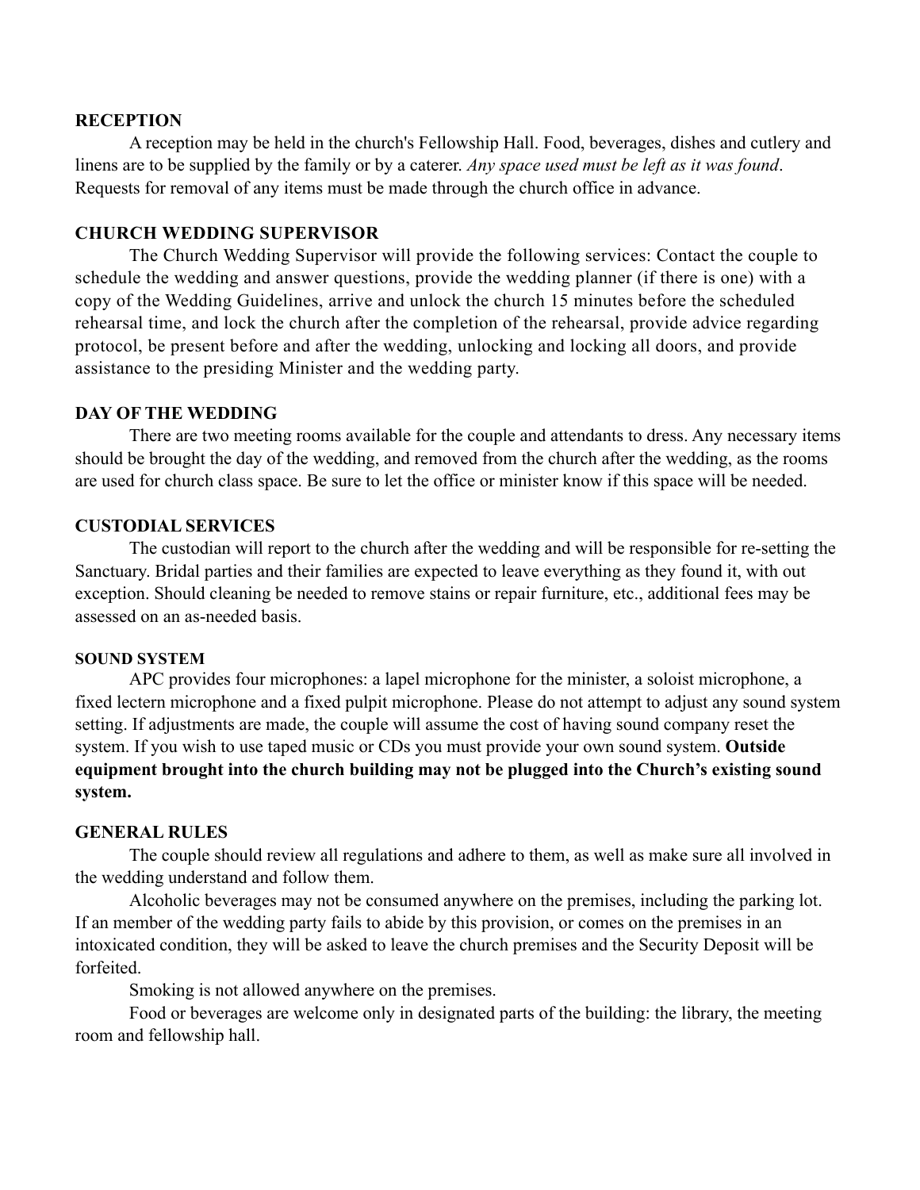## RECEPTION

A reception may be held in the church's Fellowship Hall. Food, beverages, dishes and cutlery and linens are to be supplied by the family or by a caterer. *Any space used must be left as it was found*. Requests for removal of any items must be made through the church office in advance.

## CHURCH WEDDING SUPERVISOR

The Church Wedding Supervisor will provide the following services: Contact the couple to schedule the wedding and answer questions, provide the wedding planner (if there is one) with a copy of the Wedding Guidelines, arrive and unlock the church 15 minutes before the scheduled rehearsal time, and lock the church after the completion of the rehearsal, provide advice regarding protocol, be present before and after the wedding, unlocking and locking all doors, and provide assistance to the presiding Minister and the wedding party.

## DAY OF THE WEDDING

There are two meeting rooms available for the couple and attendants to dress. Any necessary items should be brought the day of the wedding, and removed from the church after the wedding, as the rooms are used for church class space. Be sure to let the office or minister know if this space will be needed.

## CUSTODIAL SERVICES

The custodian will report to the church after the wedding and will be responsible for re-setting the Sanctuary. Bridal parties and their families are expected to leave everything as they found it, with out exception. Should cleaning be needed to remove stains or repair furniture, etc., additional fees may be assessed on an as-needed basis.

## SOUND SYSTEM

APC provides four microphones: a lapel microphone for the minister, a soloist microphone, a fixed lectern microphone and a fixed pulpit microphone. Please do not attempt to adjust any sound system setting. If adjustments are made, the couple will assume the cost of having sound company reset the system. If you wish to use taped music or CDs you must provide your own sound system. **Outside equipment brought into the church building may not be plugged into the Church's existing sound system.**

## GENERAL RULES

The couple should review all regulations and adhere to them, as well as make sure all involved in the wedding understand and follow them.

Alcoholic beverages may not be consumed anywhere on the premises, including the parking lot. If an member of the wedding party fails to abide by this provision, or comes on the premises in an intoxicated condition, they will be asked to leave the church premises and the Security Deposit will be forfeited.

Smoking is not allowed anywhere on the premises.

Food or beverages are welcome only in designated parts of the building: the library, the meeting room and fellowship hall.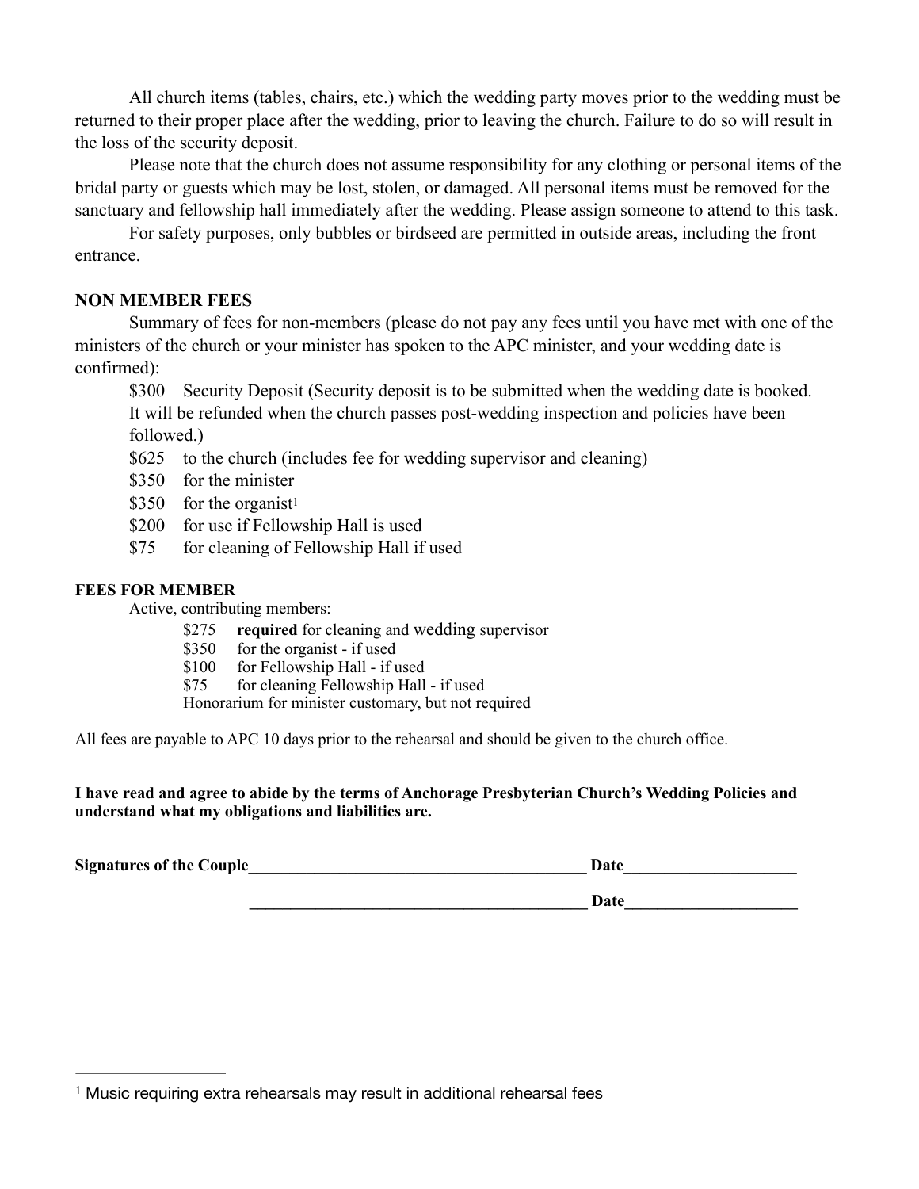All church items (tables, chairs, etc.) which the wedding party moves prior to the wedding must be returned to their proper place after the wedding, prior to leaving the church. Failure to do so will result in the loss of the security deposit.

Please note that the church does not assume responsibility for any clothing or personal items of the bridal party or guests which may be lost, stolen, or damaged. All personal items must be removed for the sanctuary and fellowship hall immediately after the wedding. Please assign someone to attend to this task.

For safety purposes, only bubbles or birdseed are permitted in outside areas, including the front entrance.

**NON MEMBER FEES**

Summary of fees for non-members (please do not pay any fees until you have met with one of the ministers of the church or your minister has spoken to the APC minister, and your wedding date is confirmed):

$300 Security Deposit (Security deposit is to be submitted when the wedding date is booked. It will be refunded when the church passes post-wedding inspection and policies have been followed.)
$625 to the church (includes fee for wedding supervisor and cleaning)
$350 for the minister
$350 for the organist[1]
$200 for use if Fellowship Hall is used
$75 for cleaning of Fellowship Hall if used

**FEES FOR MEMBER**

Active, contributing members:

$275 **required** for cleaning and wedding supervisor
$350 for the organist - if used
$100 for Fellowship Hall - if used
$75 for cleaning Fellowship Hall - if used
Honorarium for minister customary, but not required

All fees are payable to APC 10 days prior to the rehearsal and should be given to the church office.

**I have read and agree to abide by the terms of Anchorage Presbyterian Church's Wedding Policies and understand what my obligations and liabilities are.**

**Signatures of the Couple__________________________________________ Date_____________________**

**__________________________________________ Date_____________________**

[1] Music requiring extra rehearsals may result in additional rehearsal fees